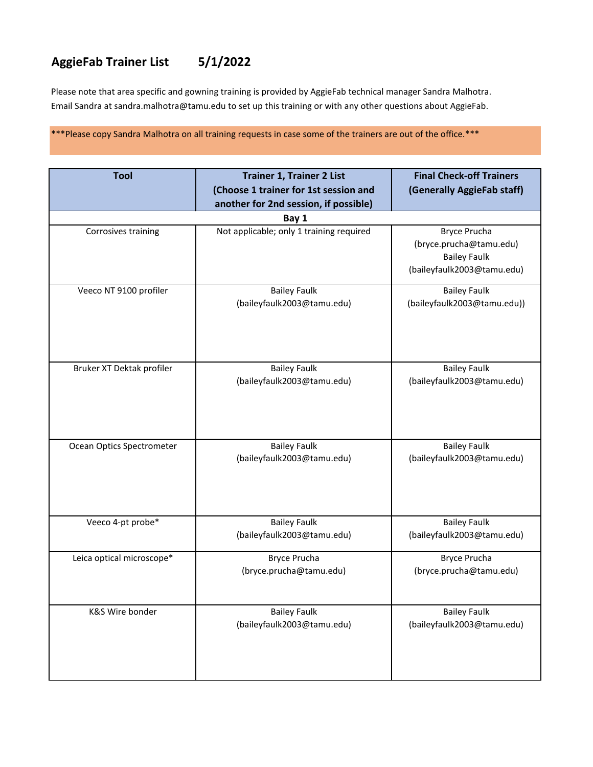# AggieFab Trainer List 5/1/2022

Please note that area specific and gowning training is provided by AggieFab technical manager Sandra Malhotra. Email Sandra at sandra.malhotra@tamu.edu to set up this training or with any other questions about AggieFab.

***Please copy Sandra Malhotra on all training requests in case some of the trainers are out of the office.***

| Tool | Trainer 1, Trainer 2 List (Choose 1 trainer for 1st session and another for 2nd session, if possible) | Final Check-off Trainers (Generally AggieFab staff) |
|---|---|---|
| **Bay 1** | | |
| Corrosives training | Not applicable; only 1 training required | Bryce Prucha (bryce.prucha@tamu.edu) Bailey Faulk (baileyfaulk2003@tamu.edu) |
| Veeco NT 9100 profiler | Bailey Faulk (baileyfaulk2003@tamu.edu) | Bailey Faulk (baileyfaulk2003@tamu.edu)) |
| Bruker XT Dektak profiler | Bailey Faulk (baileyfaulk2003@tamu.edu) | Bailey Faulk (baileyfaulk2003@tamu.edu) |
| Ocean Optics Spectrometer | Bailey Faulk (baileyfaulk2003@tamu.edu) | Bailey Faulk (baileyfaulk2003@tamu.edu) |
| Veeco 4-pt probe* | Bailey Faulk (baileyfaulk2003@tamu.edu) | Bailey Faulk (baileyfaulk2003@tamu.edu) |
| Leica optical microscope* | Bryce Prucha (bryce.prucha@tamu.edu) | Bryce Prucha (bryce.prucha@tamu.edu) |
| K&S Wire bonder | Bailey Faulk (baileyfaulk2003@tamu.edu) | Bailey Faulk (baileyfaulk2003@tamu.edu) |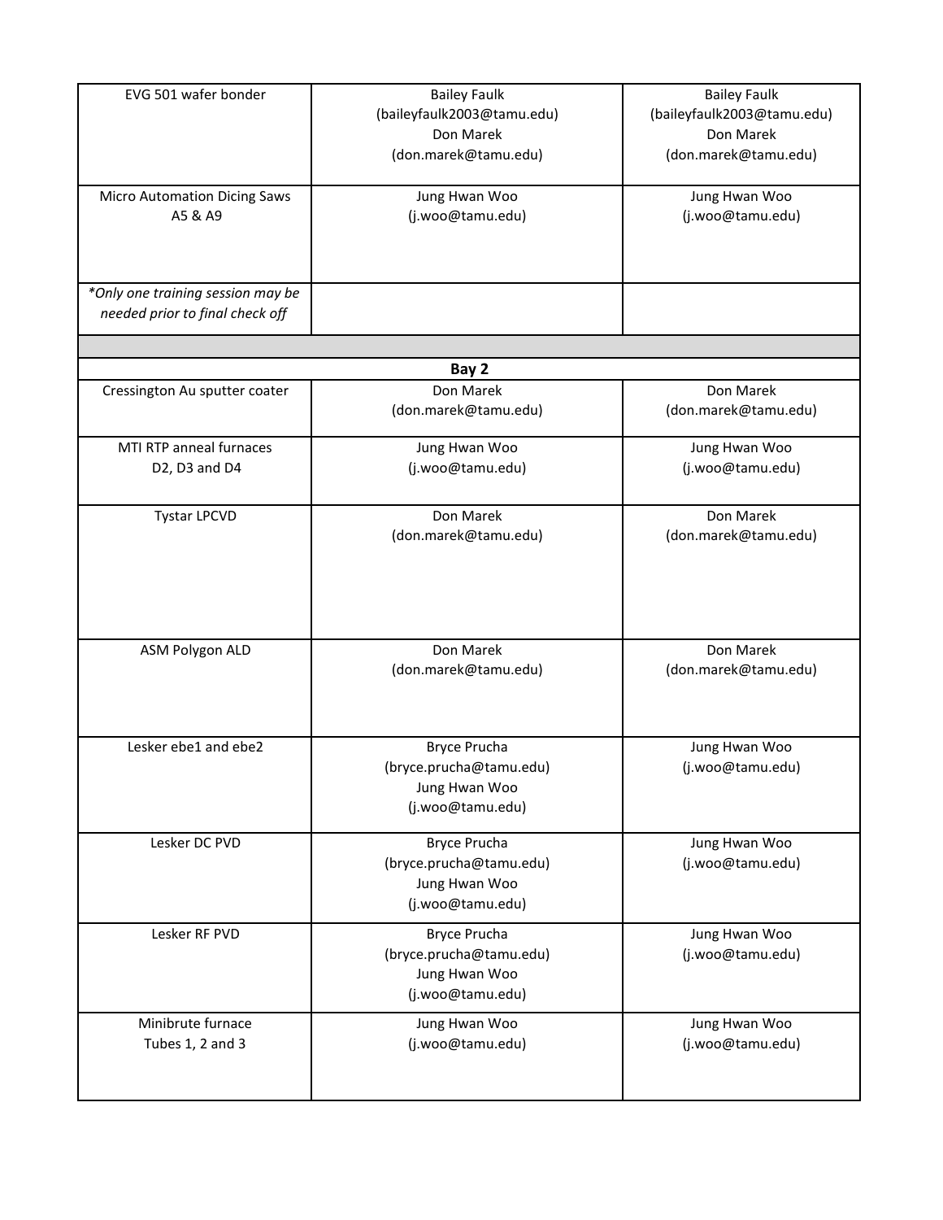| | | |
|---|---|---|
| EVG 501 wafer bonder | Bailey Faulk (baileyfaulk2003@tamu.edu) Don Marek (don.marek@tamu.edu) | Bailey Faulk (baileyfaulk2003@tamu.edu) Don Marek (don.marek@tamu.edu) |
| Micro Automation Dicing Saws A5 & A9 | Jung Hwan Woo (j.woo@tamu.edu) | Jung Hwan Woo (j.woo@tamu.edu) |
| *\*Only one training session may be needed prior to final check off* | | |
| | | |
| **Bay 2** | | |
| Cressington Au sputter coater | Don Marek (don.marek@tamu.edu) | Don Marek (don.marek@tamu.edu) |
| MTI RTP anneal furnaces D2, D3 and D4 | Jung Hwan Woo (j.woo@tamu.edu) | Jung Hwan Woo (j.woo@tamu.edu) |
| Tystar LPCVD | Don Marek (don.marek@tamu.edu) | Don Marek (don.marek@tamu.edu) |
| ASM Polygon ALD | Don Marek (don.marek@tamu.edu) | Don Marek (don.marek@tamu.edu) |
| Lesker ebe1 and ebe2 | Bryce Prucha (bryce.prucha@tamu.edu) Jung Hwan Woo (j.woo@tamu.edu) | Jung Hwan Woo (j.woo@tamu.edu) |
| Lesker DC PVD | Bryce Prucha (bryce.prucha@tamu.edu) Jung Hwan Woo (j.woo@tamu.edu) | Jung Hwan Woo (j.woo@tamu.edu) |
| Lesker RF PVD | Bryce Prucha (bryce.prucha@tamu.edu) Jung Hwan Woo (j.woo@tamu.edu) | Jung Hwan Woo (j.woo@tamu.edu) |
| Minibrute furnace Tubes 1, 2 and 3 | Jung Hwan Woo (j.woo@tamu.edu) | Jung Hwan Woo (j.woo@tamu.edu) |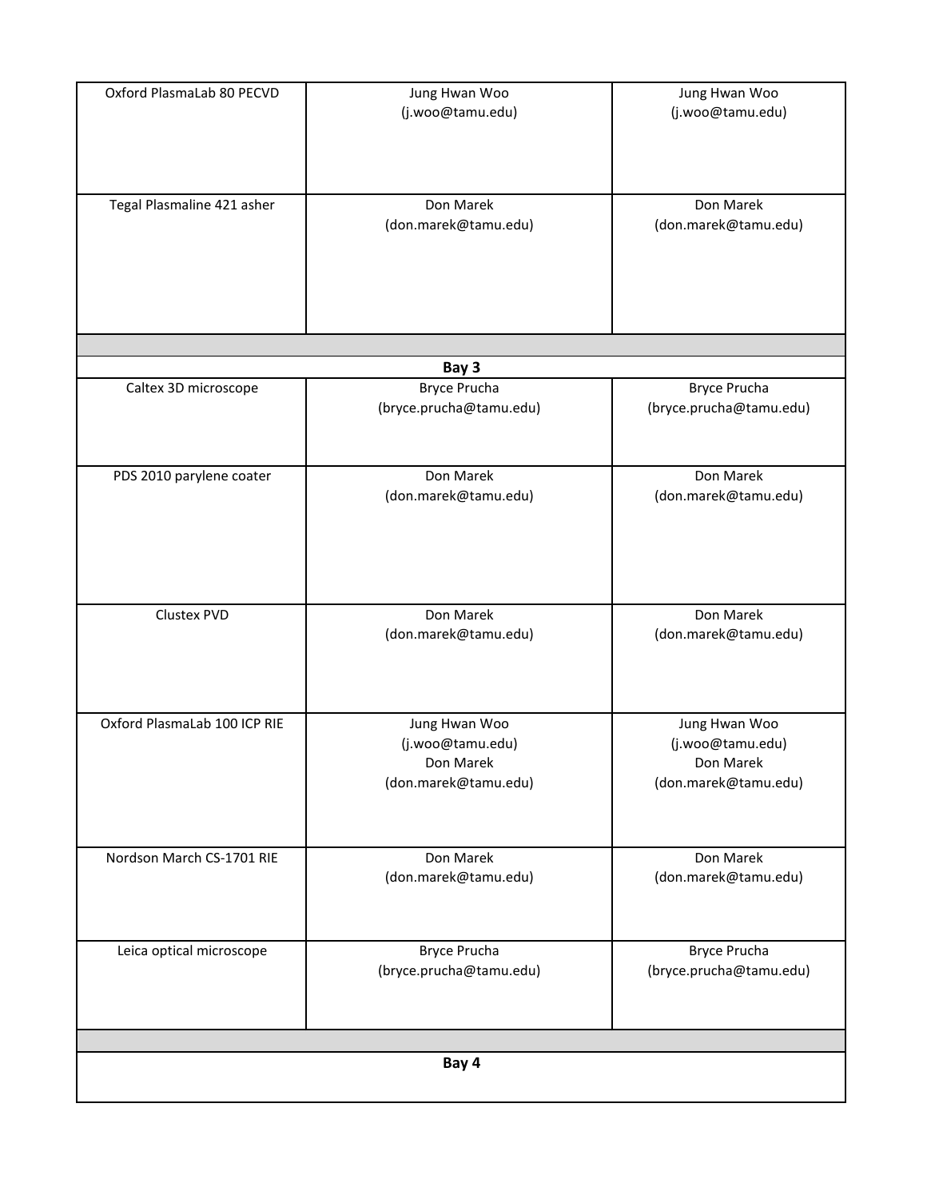| | | |
|---|---|---|
| Oxford PlasmaLab 80 PECVD | Jung Hwan Woo (j.woo@tamu.edu) | Jung Hwan Woo (j.woo@tamu.edu) |
| Tegal Plasmaline 421 asher | Don Marek (don.marek@tamu.edu) | Don Marek (don.marek@tamu.edu) |
| | | |
| **Bay 3** | | |
| Caltex 3D microscope | Bryce Prucha (bryce.prucha@tamu.edu) | Bryce Prucha (bryce.prucha@tamu.edu) |
| PDS 2010 parylene coater | Don Marek (don.marek@tamu.edu) | Don Marek (don.marek@tamu.edu) |
| Clustex PVD | Don Marek (don.marek@tamu.edu) | Don Marek (don.marek@tamu.edu) |
| Oxford PlasmaLab 100 ICP RIE | Jung Hwan Woo (j.woo@tamu.edu) Don Marek (don.marek@tamu.edu) | Jung Hwan Woo (j.woo@tamu.edu) Don Marek (don.marek@tamu.edu) |
| Nordson March CS-1701 RIE | Don Marek (don.marek@tamu.edu) | Don Marek (don.marek@tamu.edu) |
| Leica optical microscope | Bryce Prucha (bryce.prucha@tamu.edu) | Bryce Prucha (bryce.prucha@tamu.edu) |
| | | |
| **Bay 4** | | |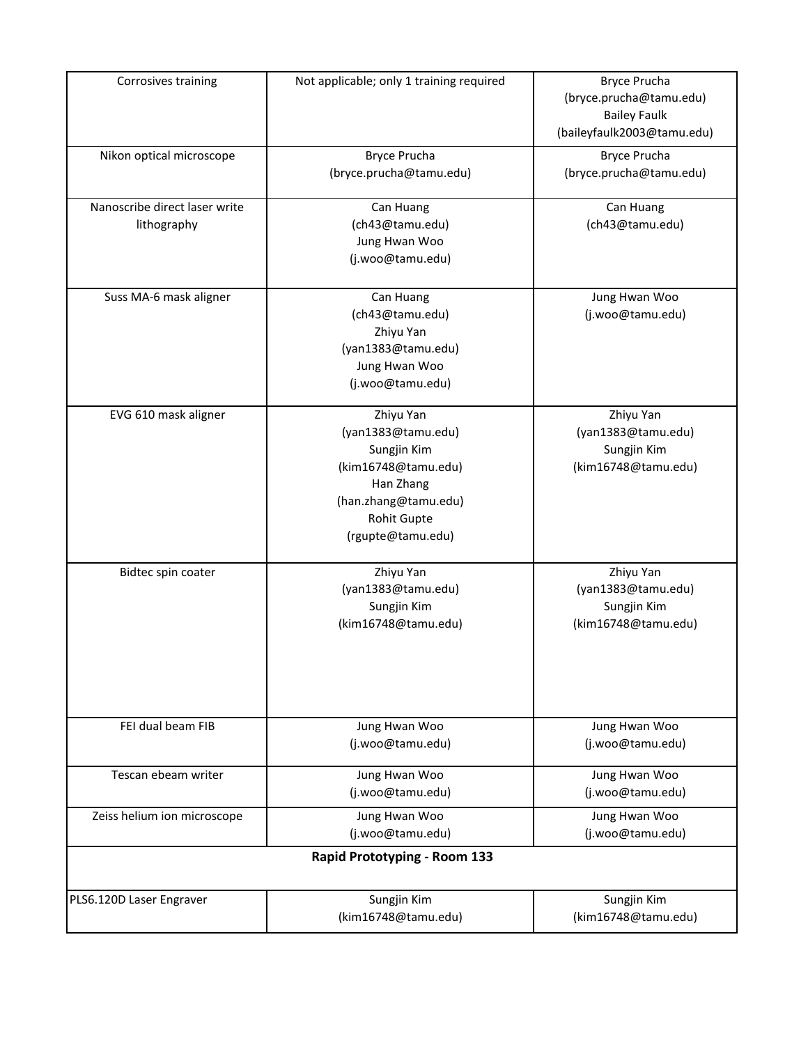| | | |
|---|---|---|
| Corrosives training | Not applicable; only 1 training required | Bryce Prucha (bryce.prucha@tamu.edu) Bailey Faulk (baileyfaulk2003@tamu.edu) |
| Nikon optical microscope | Bryce Prucha (bryce.prucha@tamu.edu) | Bryce Prucha (bryce.prucha@tamu.edu) |
| Nanoscribe direct laser write lithography | Can Huang (ch43@tamu.edu) Jung Hwan Woo (j.woo@tamu.edu) | Can Huang (ch43@tamu.edu) |
| Suss MA-6 mask aligner | Can Huang (ch43@tamu.edu) Zhiyu Yan (yan1383@tamu.edu) Jung Hwan Woo (j.woo@tamu.edu) | Jung Hwan Woo (j.woo@tamu.edu) |
| EVG 610 mask aligner | Zhiyu Yan (yan1383@tamu.edu) Sungjin Kim (kim16748@tamu.edu) Han Zhang (han.zhang@tamu.edu) Rohit Gupte (rgupte@tamu.edu) | Zhiyu Yan (yan1383@tamu.edu) Sungjin Kim (kim16748@tamu.edu) |
| Bidtec spin coater | Zhiyu Yan (yan1383@tamu.edu) Sungjin Kim (kim16748@tamu.edu) | Zhiyu Yan (yan1383@tamu.edu) Sungjin Kim (kim16748@tamu.edu) |
| FEI dual beam FIB | Jung Hwan Woo (j.woo@tamu.edu) | Jung Hwan Woo (j.woo@tamu.edu) |
| Tescan ebeam writer | Jung Hwan Woo (j.woo@tamu.edu) | Jung Hwan Woo (j.woo@tamu.edu) |
| Zeiss helium ion microscope | Jung Hwan Woo (j.woo@tamu.edu) | Jung Hwan Woo (j.woo@tamu.edu) |
| **Rapid Prototyping - Room 133** | | |
| PLS6.120D Laser Engraver | Sungjin Kim (kim16748@tamu.edu) | Sungjin Kim (kim16748@tamu.edu) |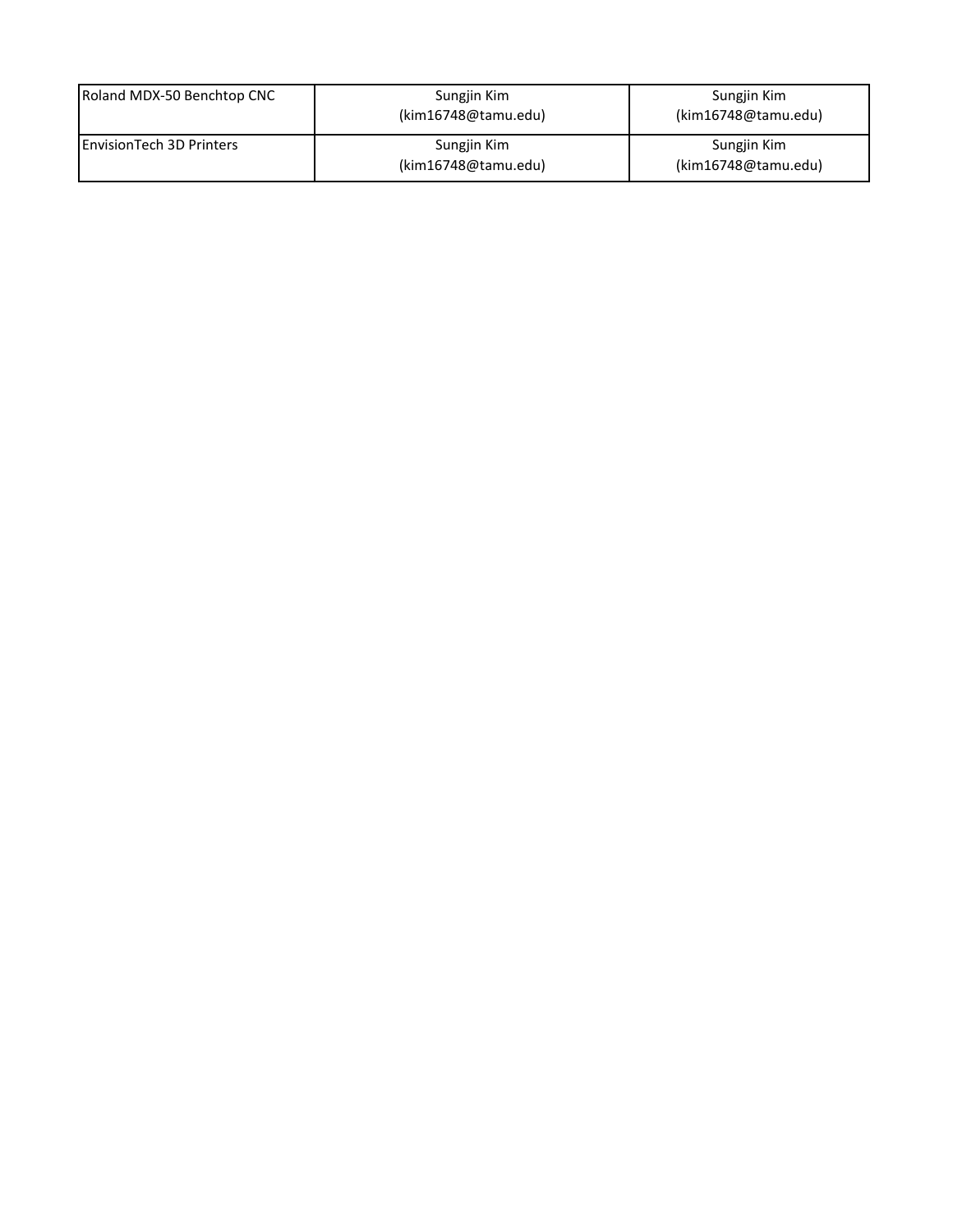| | | |
|---|---|---|
| Roland MDX-50 Benchtop CNC | Sungjin Kim (kim16748@tamu.edu) | Sungjin Kim (kim16748@tamu.edu) |
| EnvisionTech 3D Printers | Sungjin Kim (kim16748@tamu.edu) | Sungjin Kim (kim16748@tamu.edu) |